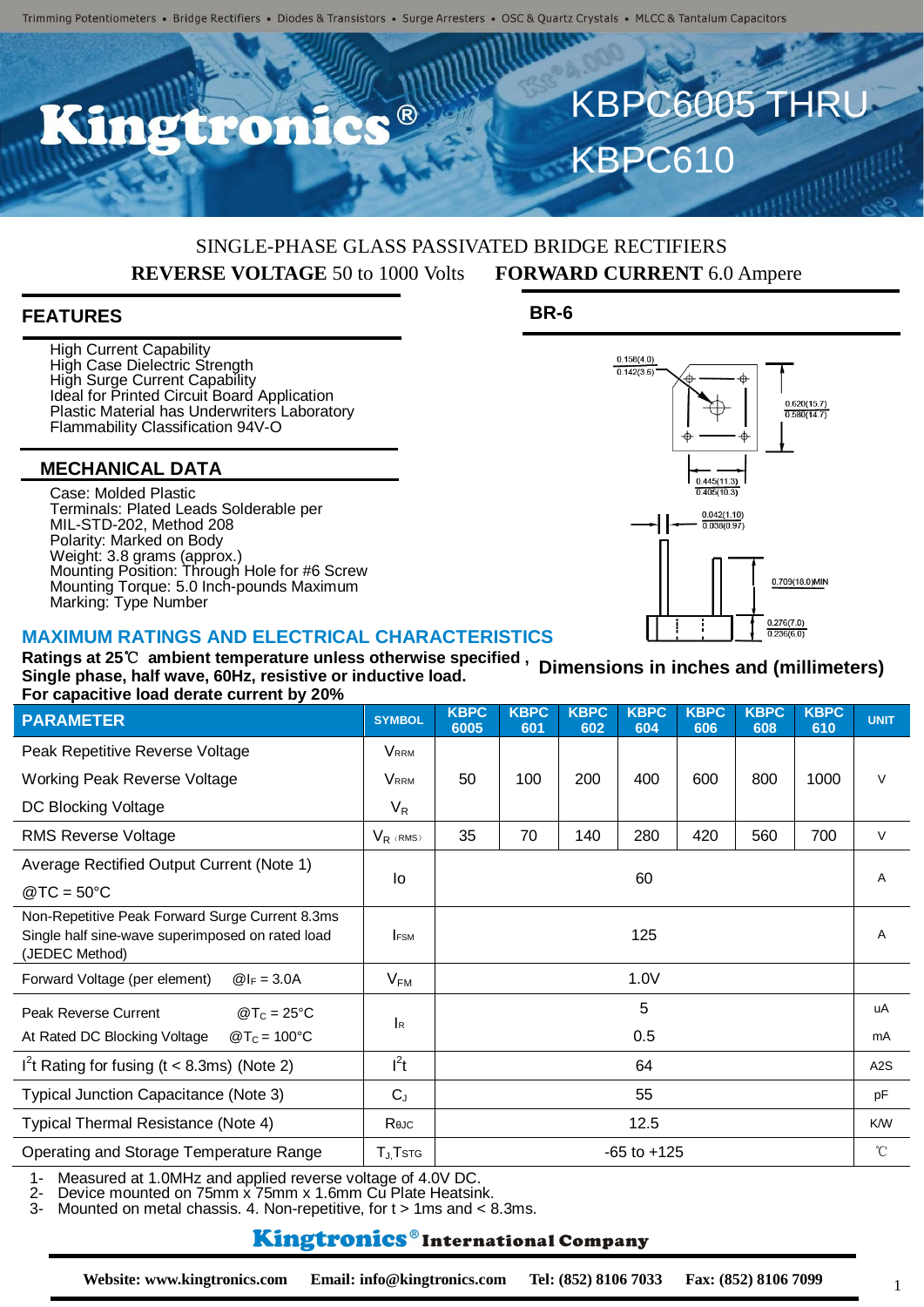Trimming Potentiometers • Bridge Rectifiers • Diodes & Transistors • Surge Arresters • OSC & Quartz Crystals • MLCC & Tantalum Capacitors

# Kingtronics®

# KBPC6005 THRU KBPC610

SINGLE-PHASE GLASS PASSIVATED BRIDGE RECTIFIERS

**REVERSE VOLTAGE** 50 to 1000 Volts **FORWARD CURRENT** 6.0 Ampere

## FEATURES

- High Current Capability
- High Case Dielectric Strength
- High Surge Current Capability
- Ideal for Printed Circuit Board Application
- Plastic Material has Underwriters Laboratory Flammability Classification 94V-O

## MECHANICAL DATA

- Case: Molded Plastic
- Terminals: Plated Leads Solderable per MIL-STD-202, Method 208
- Polarity: Marked on Body
- Weight: 3.8 grams (approx.)
- Mounting Position: Through Hole for #6 Screw
- Mounting Torque: 5.0 Inch-pounds Maximum
- Marking: Type Number

## BR-6

0.158(4.0)
0.142(3.6)
0.620(15.7)
0.580(14.7)
0.445(11.3)
0.405(10.3)
0.042(1.10)
0.038(0.97)
0.709(18.0)MIN
0.276(7.0)
0.236(6.0)

**Dimensions in inches and (millimeters)**

## MAXIMUM RATINGS AND ELECTRICAL CHARACTERISTICS

**Ratings at 25℃ ambient temperature unless otherwise specified ,**
**Single phase, half wave, 60Hz, resistive or inductive load.**
**For capacitive load derate current by 20%**

| PARAMETER | SYMBOL | KBPC 6005 | KBPC 601 | KBPC 602 | KBPC 604 | KBPC 606 | KBPC 608 | KBPC 610 | UNIT |
|---|---|---|---|---|---|---|---|---|---|
| Peak Repetitive Reverse Voltage<br>Working Peak Reverse Voltage<br>DC Blocking Voltage | $V_{RRM}$<br>$V_{RRM}$<br>$V_R$ | 50 | 100 | 200 | 400 | 600 | 800 | 1000 | V |
| RMS Reverse Voltage | $V_{R(RMS)}$ | 35 | 70 | 140 | 280 | 420 | 560 | 700 | V |
| Average Rectified Output Current (Note 1)<br>@TC = 50°C | Io | 60 | | | | | | | A |
| Non-Repetitive Peak Forward Surge Current 8.3ms Single half sine-wave superimposed on rated load (JEDEC Method) | $I_{FSM}$ | 125 | | | | | | | A |
| Forward Voltage (per element) @$I_F$ = 3.0A | $V_{FM}$ | 1.0V | | | | | | | |
| Peak Reverse Current @$T_C$ = 25°C<br>At Rated DC Blocking Voltage @$T_C$ = 100°C | $I_R$ | 5<br>0.5 | | | | | | | uA<br>mA |
| $I^2t$ Rating for fusing (t < 8.3ms) (Note 2) | $I^2t$ | 64 | | | | | | | A2S |
| Typical Junction Capacitance (Note 3) | $C_J$ | 55 | | | | | | | pF |
| Typical Thermal Resistance (Note 4) | $R_{\theta JC}$ | 12.5 | | | | | | | K/W |
| Operating and Storage Temperature Range | $T_J, T_{STG}$ | -65 to +125 | | | | | | | ℃ |

1- Measured at 1.0MHz and applied reverse voltage of 4.0V DC.
2- Device mounted on 75mm x 75mm x 1.6mm Cu Plate Heatsink.
3- Mounted on metal chassis. 4. Non-repetitive, for t > 1ms and < 8.3ms.

**Kingtronics® International Company**

**Website: www.kingtronics.com Email: info@kingtronics.com Tel: (852) 8106 7033 Fax: (852) 8106 7099**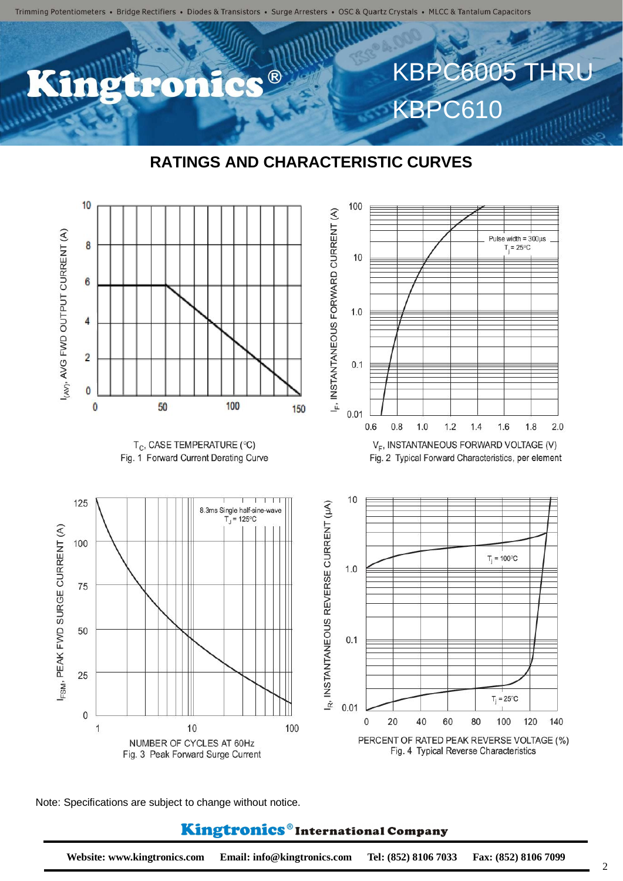Trimming Potentiometers • Bridge Rectifiers • Diodes & Transistors • Surge Arresters • OSC & Quartz Crystals • MLCC & Tantalum Capacitors

# Kingtronics®

# KBPC6005 THRU KBPC610

## RATINGS AND CHARACTERISTIC CURVES

$I_{(AV)}$, AVG FWD OUTPUT CURRENT (A)

10
8
6
4
2
0

0 50 100 150

$T_C$, CASE TEMPERATURE (℃)

Fig. 1 Forward Current Derating Curve

$I_F$, INSTANTANEOUS FORWARD CURRENT (A)

100
10
1.0
0.1
0.01

Pulse width = 300μs
$T_j$ = 25℃

0.6 0.8 1.0 1.2 1.4 1.6 1.8 2.0

$V_F$, INSTANTANEOUS FORWARD VOLTAGE (V)

Fig. 2 Typical Forward Characteristics, per element

$I_{FSM}$, PEAK FWD SURGE CURRENT (A)

125
100
75
50
25
0

8.3ms Single half-sine-wave
$T_J$ = 125℃

1 10 100

NUMBER OF CYCLES AT 60Hz

Fig. 3 Peak Forward Surge Current

$I_R$, INSTANTANEOUS REVERSE CURRENT (μA)

10
1.0
0.1
0.01

$T_j$ = 100℃

$T_j$ = 25℃

0 20 40 60 80 100 120 140

PERCENT OF RATED PEAK REVERSE VOLTAGE (%)

Fig. 4 Typical Reverse Characteristics

Note: Specifications are subject to change without notice.

**Kingtronics® International Company**

**Website: www.kingtronics.com  Email: info@kingtronics.com  Tel: (852) 8106 7033  Fax: (852) 8106 7099**